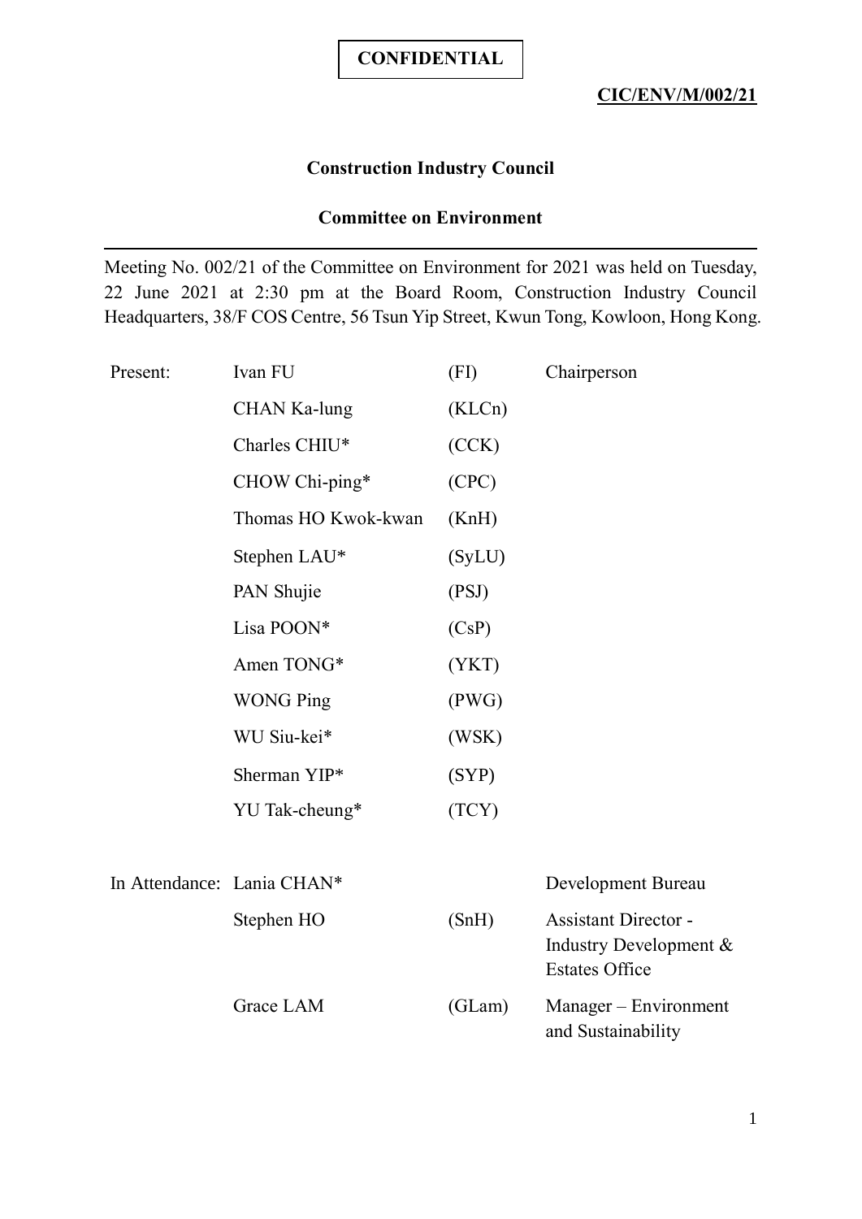**CONFIDENTIAL**

**CIC/ENV/M/002/21**

## Construction Industry Council

## Committee on Environment

---

Meeting No. 002/21 of the Committee on Environment for 2021 was held on Tuesday, 22 June 2021 at 2:30 pm at the Board Room, Construction Industry Council Headquarters, 38/F COS Centre, 56 Tsun Yip Street, Kwun Tong, Kowloon, Hong Kong.

| | | | |
|---|---|---|---|
| Present: | Ivan FU | (FI) | Chairperson |
| | CHAN Ka-lung | (KLCn) | |
| | Charles CHIU* | (CCK) | |
| | CHOW Chi-ping* | (CPC) | |
| | Thomas HO Kwok-kwan | (KnH) | |
| | Stephen LAU* | (SyLU) | |
| | PAN Shujie | (PSJ) | |
| | Lisa POON* | (CsP) | |
| | Amen TONG* | (YKT) | |
| | WONG Ping | (PWG) | |
| | WU Siu-kei* | (WSK) | |
| | Sherman YIP* | (SYP) | |
| | YU Tak-cheung* | (TCY) | |
| In Attendance: | Lania CHAN* | | Development Bureau |
| | Stephen HO | (SnH) | Assistant Director - Industry Development & Estates Office |
| | Grace LAM | (GLam) | Manager – Environment and Sustainability |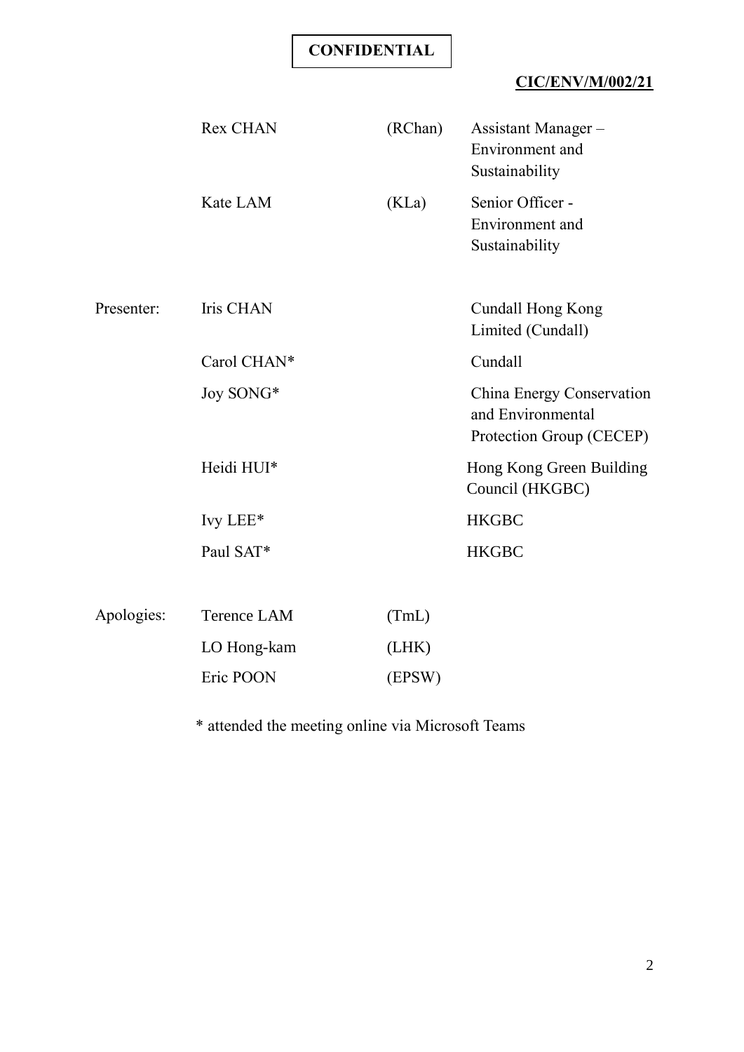**CONFIDENTIAL**

**CIC/ENV/M/002/21**

| | | | |
|---|---|---|---|
| | Rex CHAN | (RChan) | Assistant Manager – Environment and Sustainability |
| | Kate LAM | (KLa) | Senior Officer - Environment and Sustainability |
| Presenter: | Iris CHAN | | Cundall Hong Kong Limited (Cundall) |
| | Carol CHAN* | | Cundall |
| | Joy SONG* | | China Energy Conservation and Environmental Protection Group (CECEP) |
| | Heidi HUI* | | Hong Kong Green Building Council (HKGBC) |
| | Ivy LEE* | | HKGBC |
| | Paul SAT* | | HKGBC |
| Apologies: | Terence LAM | (TmL) | |
| | LO Hong-kam | (LHK) | |
| | Eric POON | (EPSW) | |

\* attended the meeting online via Microsoft Teams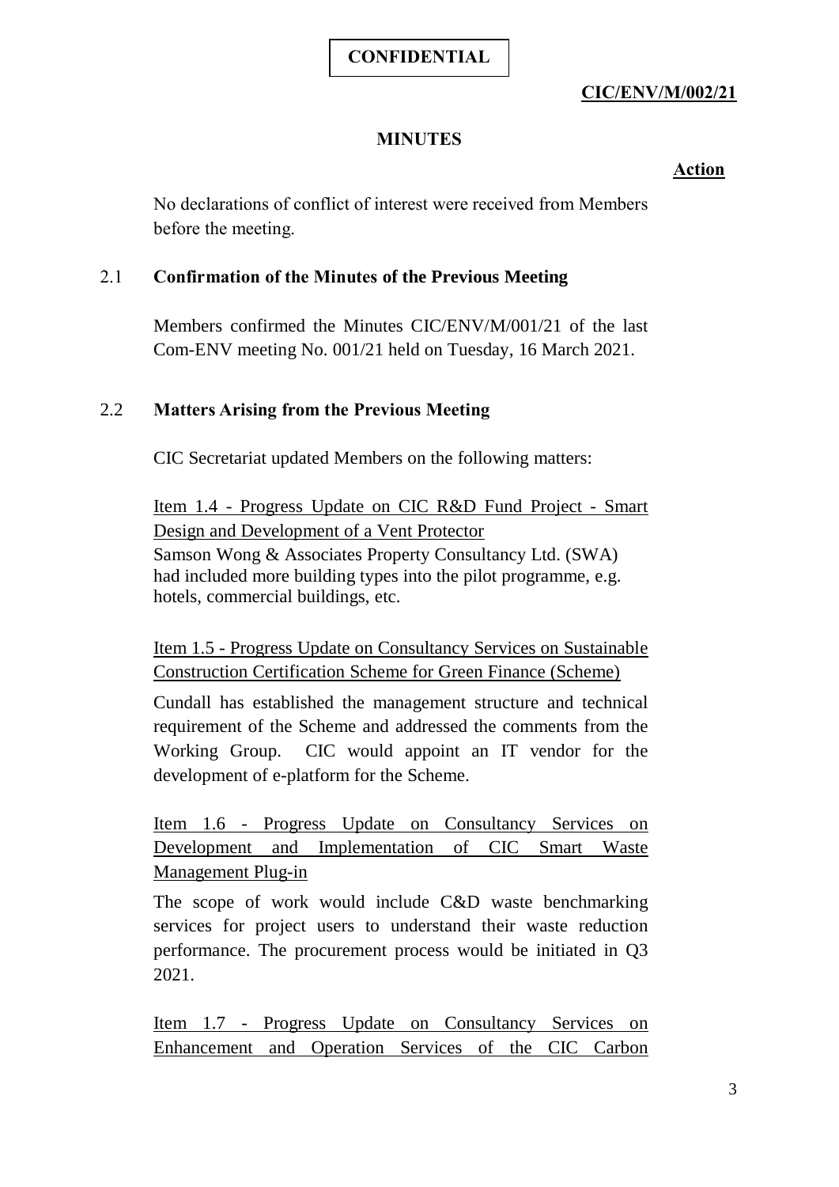**CONFIDENTIAL**

**CIC/ENV/M/002/21**

**MINUTES**

**Action**

No declarations of conflict of interest were received from Members before the meeting.

## 2.1 Confirmation of the Minutes of the Previous Meeting

Members confirmed the Minutes CIC/ENV/M/001/21 of the last Com-ENV meeting No. 001/21 held on Tuesday, 16 March 2021.

## 2.2 Matters Arising from the Previous Meeting

CIC Secretariat updated Members on the following matters:

Item 1.4 - Progress Update on CIC R&D Fund Project - Smart Design and Development of a Vent Protector

Samson Wong & Associates Property Consultancy Ltd. (SWA) had included more building types into the pilot programme, e.g. hotels, commercial buildings, etc.

Item 1.5 - Progress Update on Consultancy Services on Sustainable Construction Certification Scheme for Green Finance (Scheme)

Cundall has established the management structure and technical requirement of the Scheme and addressed the comments from the Working Group. CIC would appoint an IT vendor for the development of e-platform for the Scheme.

Item 1.6 - Progress Update on Consultancy Services on Development and Implementation of CIC Smart Waste Management Plug-in

The scope of work would include C&D waste benchmarking services for project users to understand their waste reduction performance. The procurement process would be initiated in Q3 2021.

Item 1.7 - Progress Update on Consultancy Services on Enhancement and Operation Services of the CIC Carbon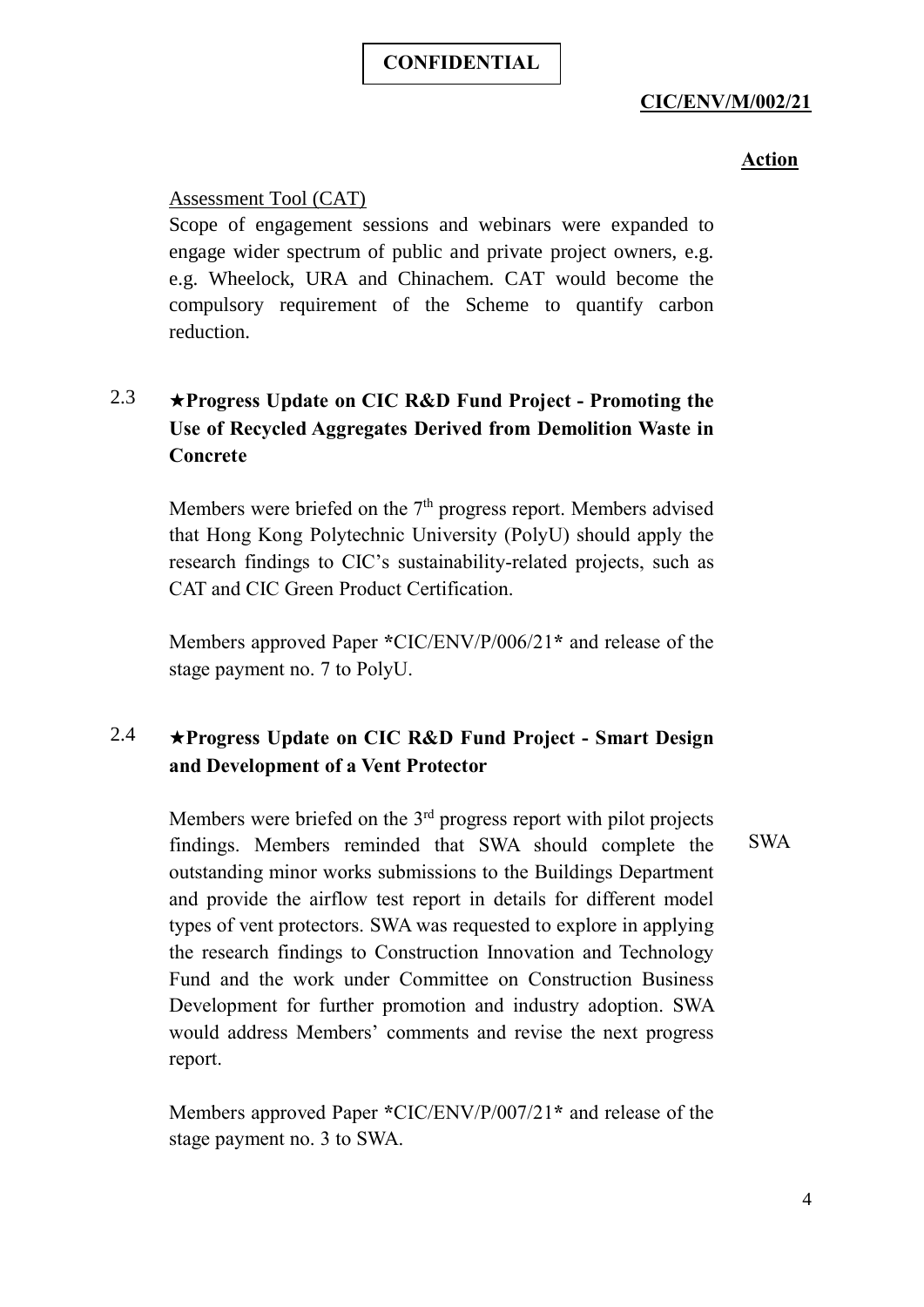**Action**

Assessment Tool (CAT)

Scope of engagement sessions and webinars were expanded to engage wider spectrum of public and private project owners, e.g. e.g. Wheelock, URA and Chinachem. CAT would become the compulsory requirement of the Scheme to quantify carbon reduction.

2.3 **★Progress Update on CIC R&D Fund Project - Promoting the Use of Recycled Aggregates Derived from Demolition Waste in Concrete**

Members were briefed on the 7th progress report. Members advised that Hong Kong Polytechnic University (PolyU) should apply the research findings to CIC's sustainability-related projects, such as CAT and CIC Green Product Certification.

Members approved Paper *CIC/ENV/P/006/21* and release of the stage payment no. 7 to PolyU.

2.4 **★Progress Update on CIC R&D Fund Project - Smart Design and Development of a Vent Protector**

Members were briefed on the 3rd progress report with pilot projects findings. Members reminded that SWA should complete the outstanding minor works submissions to the Buildings Department and provide the airflow test report in details for different model types of vent protectors. SWA was requested to explore in applying the research findings to Construction Innovation and Technology Fund and the work under Committee on Construction Business Development for further promotion and industry adoption. SWA would address Members' comments and revise the next progress report. — SWA

Members approved Paper *CIC/ENV/P/007/21* and release of the stage payment no. 3 to SWA.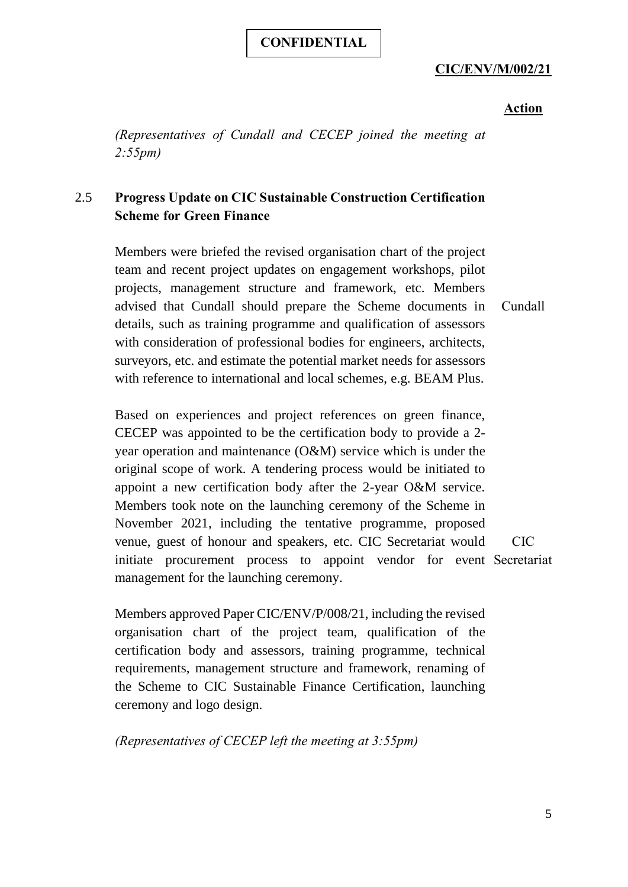**CONFIDENTIAL**

**CIC/ENV/M/002/21**

**Action**

*(Representatives of Cundall and CECEP joined the meeting at 2:55pm)*

2.5 **Progress Update on CIC Sustainable Construction Certification Scheme for Green Finance**

Members were briefed the revised organisation chart of the project team and recent project updates on engagement workshops, pilot projects, management structure and framework, etc. Members advised that Cundall should prepare the Scheme documents in details, such as training programme and qualification of assessors with consideration of professional bodies for engineers, architects, surveyors, etc. and estimate the potential market needs for assessors with reference to international and local schemes, e.g. BEAM Plus. — Cundall

Based on experiences and project references on green finance, CECEP was appointed to be the certification body to provide a 2-year operation and maintenance (O&M) service which is under the original scope of work. A tendering process would be initiated to appoint a new certification body after the 2-year O&M service. Members took note on the launching ceremony of the Scheme in November 2021, including the tentative programme, proposed venue, guest of honour and speakers, etc. CIC Secretariat would initiate procurement process to appoint vendor for event management for the launching ceremony. — CIC Secretariat

Members approved Paper CIC/ENV/P/008/21, including the revised organisation chart of the project team, qualification of the certification body and assessors, training programme, technical requirements, management structure and framework, renaming of the Scheme to CIC Sustainable Finance Certification, launching ceremony and logo design.

*(Representatives of CECEP left the meeting at 3:55pm)*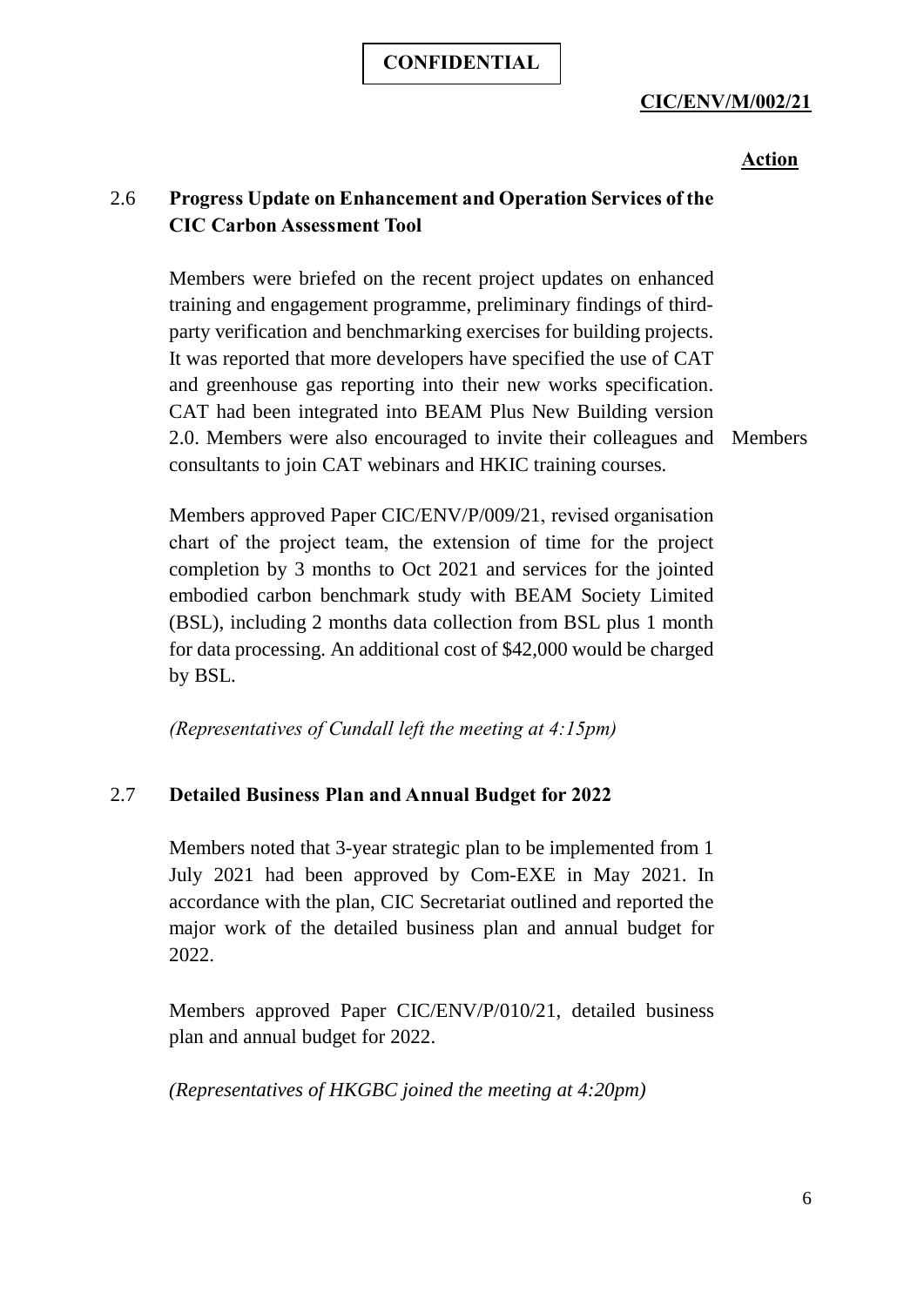**CONFIDENTIAL**

**CIC/ENV/M/002/21**

**Action**

### 2.6 Progress Update on Enhancement and Operation Services of the CIC Carbon Assessment Tool

Members were briefed on the recent project updates on enhanced training and engagement programme, preliminary findings of third-party verification and benchmarking exercises for building projects. It was reported that more developers have specified the use of CAT and greenhouse gas reporting into their new works specification. CAT had been integrated into BEAM Plus New Building version 2.0. Members were also encouraged to invite their colleagues and consultants to join CAT webinars and HKIC training courses. — **Action: Members**

Members approved Paper CIC/ENV/P/009/21, revised organisation chart of the project team, the extension of time for the project completion by 3 months to Oct 2021 and services for the jointed embodied carbon benchmark study with BEAM Society Limited (BSL), including 2 months data collection from BSL plus 1 month for data processing. An additional cost of $42,000 would be charged by BSL.

*(Representatives of Cundall left the meeting at 4:15pm)*

### 2.7 Detailed Business Plan and Annual Budget for 2022

Members noted that 3-year strategic plan to be implemented from 1 July 2021 had been approved by Com-EXE in May 2021. In accordance with the plan, CIC Secretariat outlined and reported the major work of the detailed business plan and annual budget for 2022.

Members approved Paper CIC/ENV/P/010/21, detailed business plan and annual budget for 2022.

*(Representatives of HKGBC joined the meeting at 4:20pm)*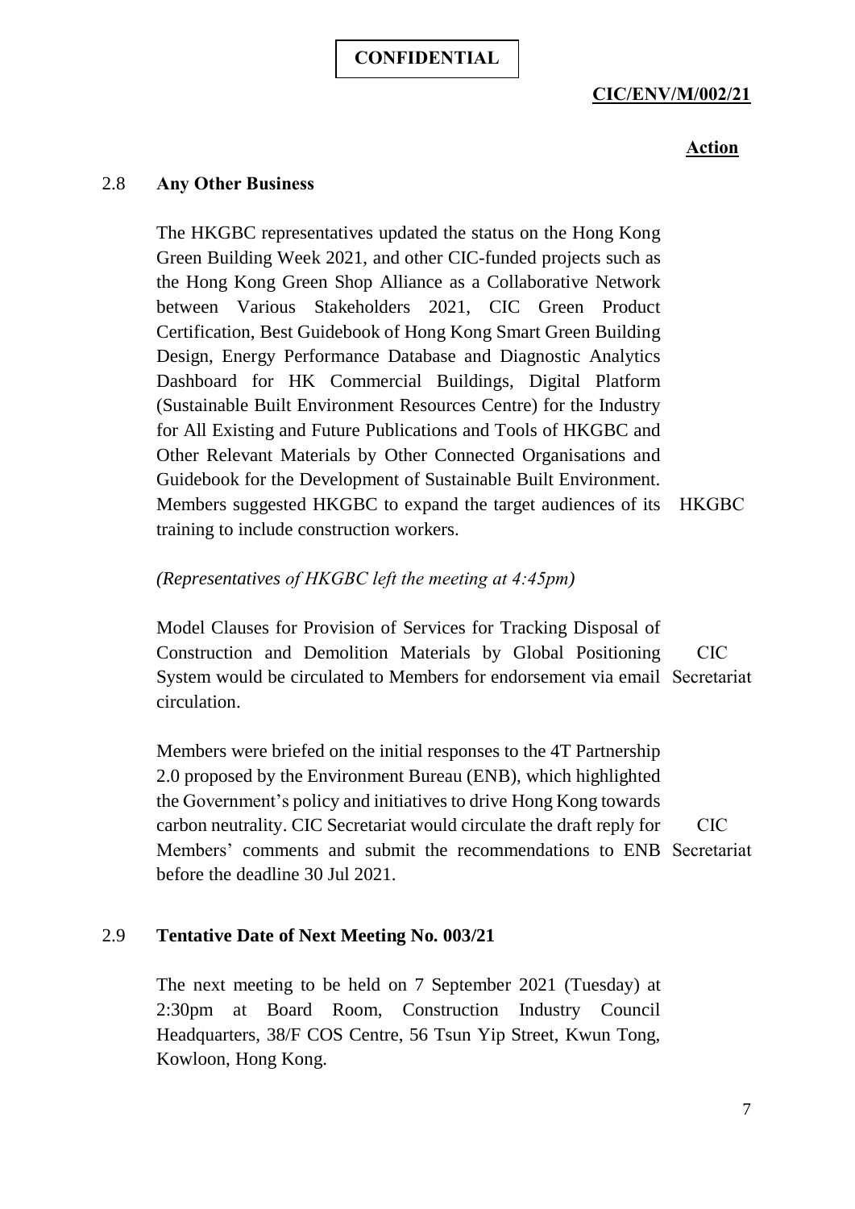**CONFIDENTIAL**

**CIC/ENV/M/002/21**

**Action**

## 2.8 Any Other Business

The HKGBC representatives updated the status on the Hong Kong Green Building Week 2021, and other CIC-funded projects such as the Hong Kong Green Shop Alliance as a Collaborative Network between Various Stakeholders 2021, CIC Green Product Certification, Best Guidebook of Hong Kong Smart Green Building Design, Energy Performance Database and Diagnostic Analytics Dashboard for HK Commercial Buildings, Digital Platform (Sustainable Built Environment Resources Centre) for the Industry for All Existing and Future Publications and Tools of HKGBC and Other Relevant Materials by Other Connected Organisations and Guidebook for the Development of Sustainable Built Environment. Members suggested HKGBC to expand the target audiences of its training to include construction workers. — **HKGBC**

*(Representatives of HKGBC left the meeting at 4:45pm)*

Model Clauses for Provision of Services for Tracking Disposal of Construction and Demolition Materials by Global Positioning System would be circulated to Members for endorsement via email circulation. — **CIC Secretariat**

Members were briefed on the initial responses to the 4T Partnership 2.0 proposed by the Environment Bureau (ENB), which highlighted the Government's policy and initiatives to drive Hong Kong towards carbon neutrality. CIC Secretariat would circulate the draft reply for Members' comments and submit the recommendations to ENB before the deadline 30 Jul 2021. — **CIC Secretariat**

## 2.9 Tentative Date of Next Meeting No. 003/21

The next meeting to be held on 7 September 2021 (Tuesday) at 2:30pm at Board Room, Construction Industry Council Headquarters, 38/F COS Centre, 56 Tsun Yip Street, Kwun Tong, Kowloon, Hong Kong.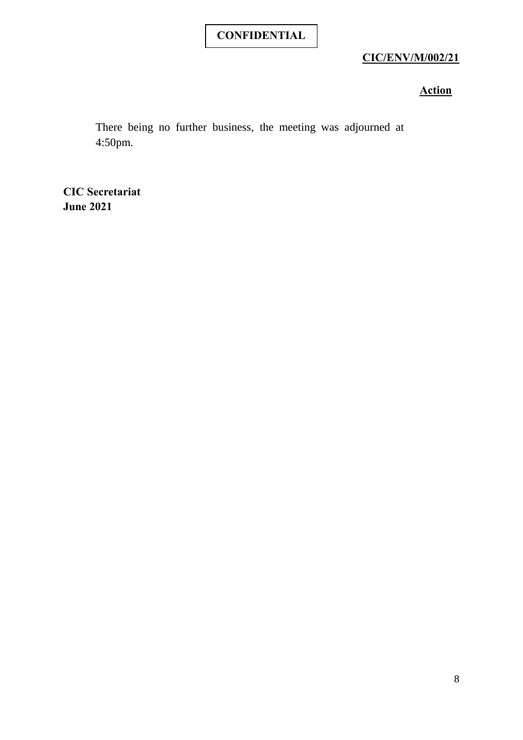There being no further business, the meeting was adjourned at 4:50pm.

**CIC Secretariat**
**June 2021**